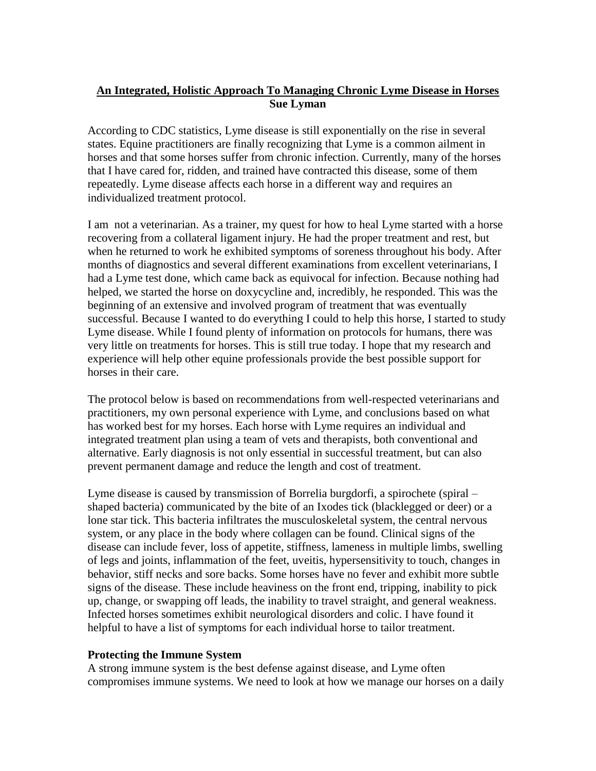**An Integrated, Holistic Approach To Managing Chronic Lyme Disease in Horses**
**Sue Lyman**

According to CDC statistics, Lyme disease is still exponentially on the rise in several states. Equine practitioners are finally recognizing that Lyme is a common ailment in horses and that some horses suffer from chronic infection. Currently, many of the horses that I have cared for, ridden, and trained have contracted this disease, some of them repeatedly. Lyme disease affects each horse in a different way and requires an individualized treatment protocol.

I am not a veterinarian. As a trainer, my quest for how to heal Lyme started with a horse recovering from a collateral ligament injury. He had the proper treatment and rest, but when he returned to work he exhibited symptoms of soreness throughout his body. After months of diagnostics and several different examinations from excellent veterinarians, I had a Lyme test done, which came back as equivocal for infection. Because nothing had helped, we started the horse on doxycycline and, incredibly, he responded. This was the beginning of an extensive and involved program of treatment that was eventually successful. Because I wanted to do everything I could to help this horse, I started to study Lyme disease. While I found plenty of information on protocols for humans, there was very little on treatments for horses. This is still true today. I hope that my research and experience will help other equine professionals provide the best possible support for horses in their care.

The protocol below is based on recommendations from well-respected veterinarians and practitioners, my own personal experience with Lyme, and conclusions based on what has worked best for my horses. Each horse with Lyme requires an individual and integrated treatment plan using a team of vets and therapists, both conventional and alternative. Early diagnosis is not only essential in successful treatment, but can also prevent permanent damage and reduce the length and cost of treatment.

Lyme disease is caused by transmission of Borrelia burgdorfi, a spirochete (spiral – shaped bacteria) communicated by the bite of an Ixodes tick (blacklegged or deer) or a lone star tick. This bacteria infiltrates the musculoskeletal system, the central nervous system, or any place in the body where collagen can be found. Clinical signs of the disease can include fever, loss of appetite, stiffness, lameness in multiple limbs, swelling of legs and joints, inflammation of the feet, uveitis, hypersensitivity to touch, changes in behavior, stiff necks and sore backs. Some horses have no fever and exhibit more subtle signs of the disease. These include heaviness on the front end, tripping, inability to pick up, change, or swapping off leads, the inability to travel straight, and general weakness. Infected horses sometimes exhibit neurological disorders and colic. I have found it helpful to have a list of symptoms for each individual horse to tailor treatment.

**Protecting the Immune System**

A strong immune system is the best defense against disease, and Lyme often compromises immune systems. We need to look at how we manage our horses on a daily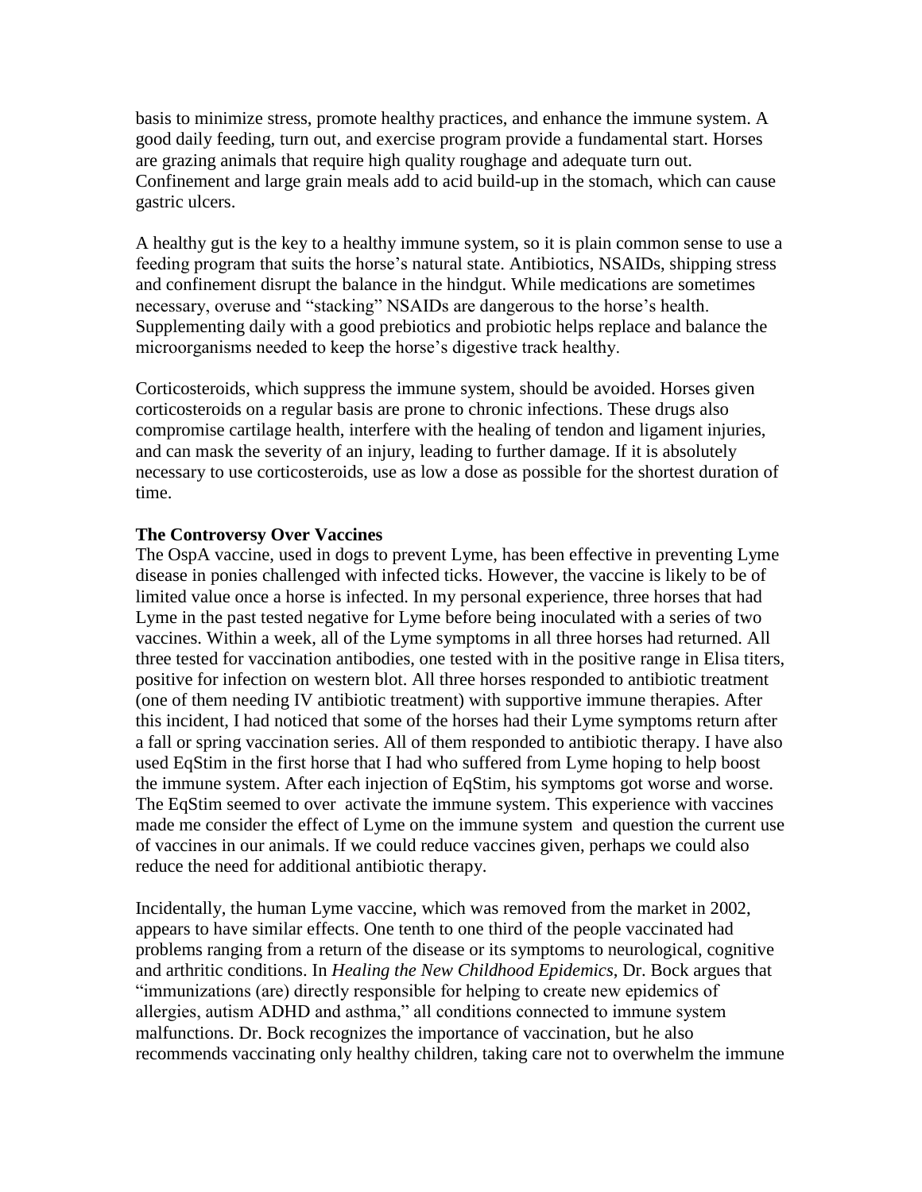basis to minimize stress, promote healthy practices, and enhance the immune system. A good daily feeding, turn out, and exercise program provide a fundamental start. Horses are grazing animals that require high quality roughage and adequate turn out. Confinement and large grain meals add to acid build-up in the stomach, which can cause gastric ulcers.

A healthy gut is the key to a healthy immune system, so it is plain common sense to use a feeding program that suits the horse's natural state. Antibiotics, NSAIDs, shipping stress and confinement disrupt the balance in the hindgut. While medications are sometimes necessary, overuse and "stacking" NSAIDs are dangerous to the horse's health. Supplementing daily with a good prebiotics and probiotic helps replace and balance the microorganisms needed to keep the horse's digestive track healthy.

Corticosteroids, which suppress the immune system, should be avoided. Horses given corticosteroids on a regular basis are prone to chronic infections. These drugs also compromise cartilage health, interfere with the healing of tendon and ligament injuries, and can mask the severity of an injury, leading to further damage. If it is absolutely necessary to use corticosteroids, use as low a dose as possible for the shortest duration of time.

**The Controversy Over Vaccines**

The OspA vaccine, used in dogs to prevent Lyme, has been effective in preventing Lyme disease in ponies challenged with infected ticks. However, the vaccine is likely to be of limited value once a horse is infected. In my personal experience, three horses that had Lyme in the past tested negative for Lyme before being inoculated with a series of two vaccines. Within a week, all of the Lyme symptoms in all three horses had returned. All three tested for vaccination antibodies, one tested with in the positive range in Elisa titers, positive for infection on western blot. All three horses responded to antibiotic treatment (one of them needing IV antibiotic treatment) with supportive immune therapies. After this incident, I had noticed that some of the horses had their Lyme symptoms return after a fall or spring vaccination series. All of them responded to antibiotic therapy. I have also used EqStim in the first horse that I had who suffered from Lyme hoping to help boost the immune system. After each injection of EqStim, his symptoms got worse and worse. The EqStim seemed to over activate the immune system. This experience with vaccines made me consider the effect of Lyme on the immune system and question the current use of vaccines in our animals. If we could reduce vaccines given, perhaps we could also reduce the need for additional antibiotic therapy.

Incidentally, the human Lyme vaccine, which was removed from the market in 2002, appears to have similar effects. One tenth to one third of the people vaccinated had problems ranging from a return of the disease or its symptoms to neurological, cognitive and arthritic conditions. In *Healing the New Childhood Epidemics*, Dr. Bock argues that "immunizations (are) directly responsible for helping to create new epidemics of allergies, autism ADHD and asthma," all conditions connected to immune system malfunctions. Dr. Bock recognizes the importance of vaccination, but he also recommends vaccinating only healthy children, taking care not to overwhelm the immune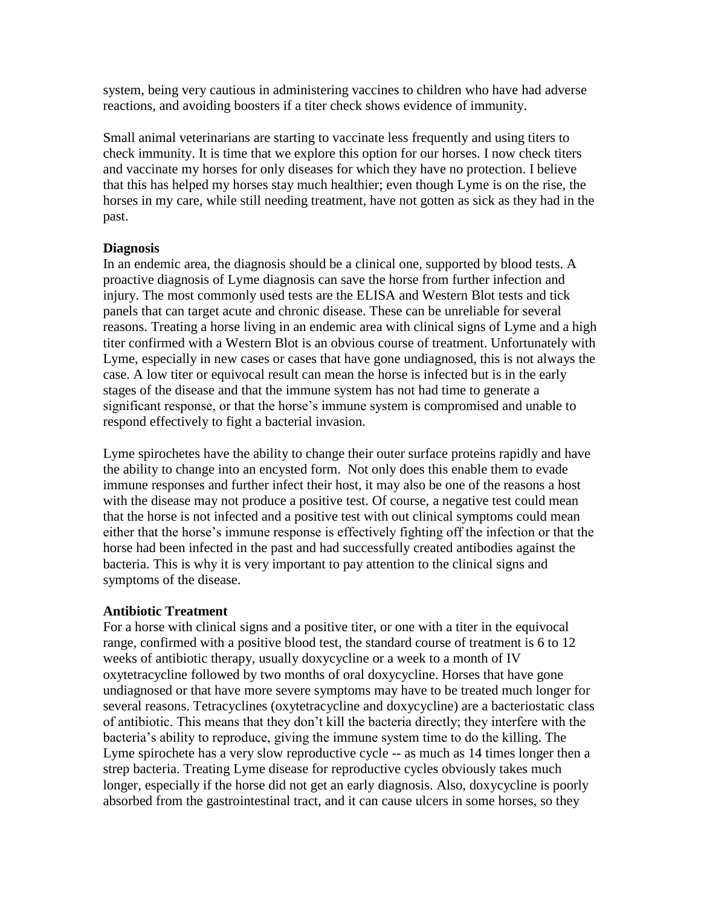system, being very cautious in administering vaccines to children who have had adverse reactions, and avoiding boosters if a titer check shows evidence of immunity.

Small animal veterinarians are starting to vaccinate less frequently and using titers to check immunity. It is time that we explore this option for our horses. I now check titers and vaccinate my horses for only diseases for which they have no protection. I believe that this has helped my horses stay much healthier; even though Lyme is on the rise, the horses in my care, while still needing treatment, have not gotten as sick as they had in the past.

**Diagnosis**

In an endemic area, the diagnosis should be a clinical one, supported by blood tests. A proactive diagnosis of Lyme diagnosis can save the horse from further infection and injury. The most commonly used tests are the ELISA and Western Blot tests and tick panels that can target acute and chronic disease. These can be unreliable for several reasons. Treating a horse living in an endemic area with clinical signs of Lyme and a high titer confirmed with a Western Blot is an obvious course of treatment. Unfortunately with Lyme, especially in new cases or cases that have gone undiagnosed, this is not always the case. A low titer or equivocal result can mean the horse is infected but is in the early stages of the disease and that the immune system has not had time to generate a significant response, or that the horse's immune system is compromised and unable to respond effectively to fight a bacterial invasion.

Lyme spirochetes have the ability to change their outer surface proteins rapidly and have the ability to change into an encysted form. Not only does this enable them to evade immune responses and further infect their host, it may also be one of the reasons a host with the disease may not produce a positive test. Of course, a negative test could mean that the horse is not infected and a positive test with out clinical symptoms could mean either that the horse's immune response is effectively fighting off the infection or that the horse had been infected in the past and had successfully created antibodies against the bacteria. This is why it is very important to pay attention to the clinical signs and symptoms of the disease.

**Antibiotic Treatment**

For a horse with clinical signs and a positive titer, or one with a titer in the equivocal range, confirmed with a positive blood test, the standard course of treatment is 6 to 12 weeks of antibiotic therapy, usually doxycycline or a week to a month of IV oxytetracycline followed by two months of oral doxycycline. Horses that have gone undiagnosed or that have more severe symptoms may have to be treated much longer for several reasons. Tetracyclines (oxytetracycline and doxycycline) are a bacteriostatic class of antibiotic. This means that they don't kill the bacteria directly; they interfere with the bacteria's ability to reproduce, giving the immune system time to do the killing. The Lyme spirochete has a very slow reproductive cycle -- as much as 14 times longer then a strep bacteria. Treating Lyme disease for reproductive cycles obviously takes much longer, especially if the horse did not get an early diagnosis. Also, doxycycline is poorly absorbed from the gastrointestinal tract, and it can cause ulcers in some horses, so they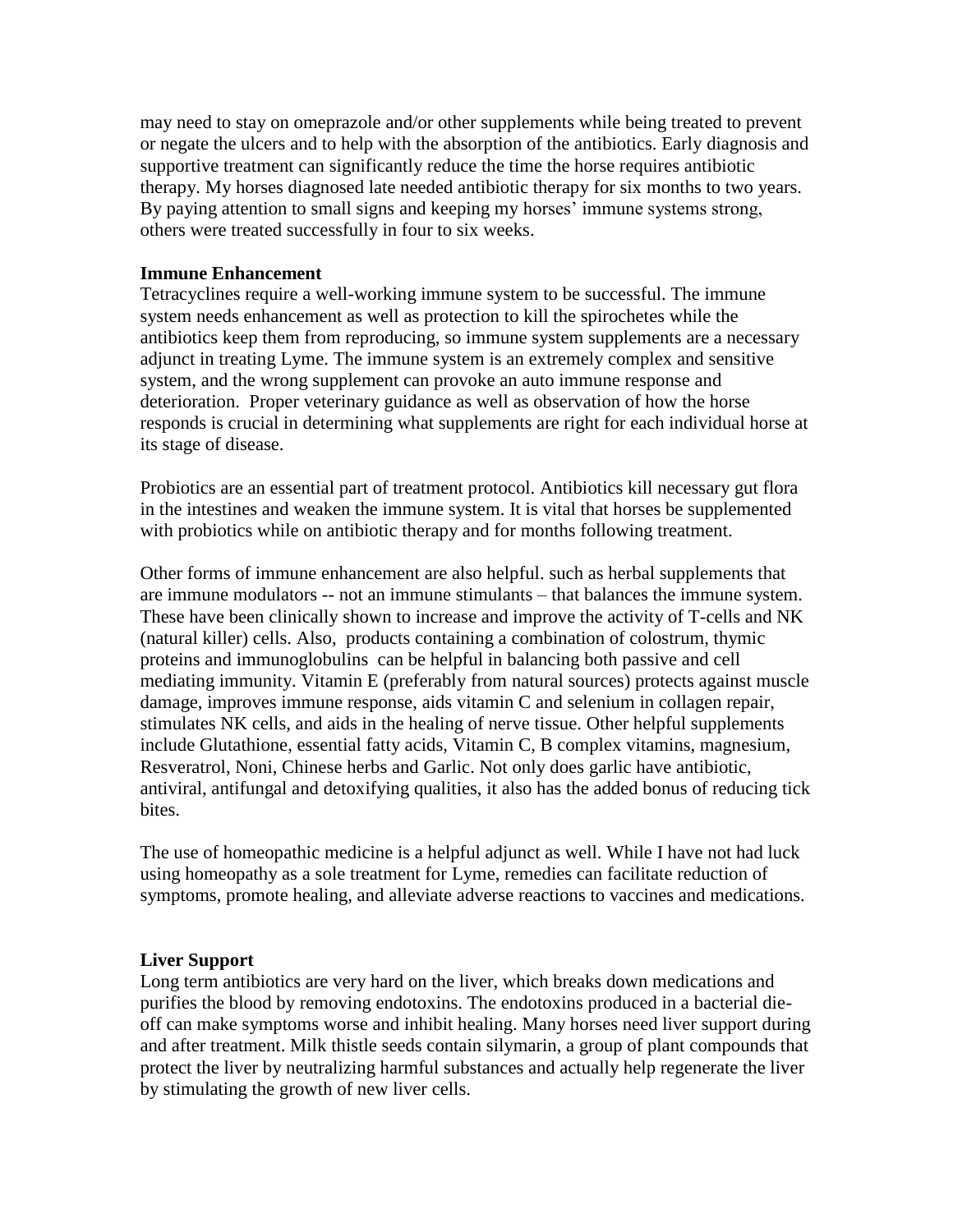may need to stay on omeprazole and/or other supplements while being treated to prevent or negate the ulcers and to help with the absorption of the antibiotics. Early diagnosis and supportive treatment can significantly reduce the time the horse requires antibiotic therapy. My horses diagnosed late needed antibiotic therapy for six months to two years. By paying attention to small signs and keeping my horses' immune systems strong, others were treated successfully in four to six weeks.

**Immune Enhancement**

Tetracyclines require a well-working immune system to be successful. The immune system needs enhancement as well as protection to kill the spirochetes while the antibiotics keep them from reproducing, so immune system supplements are a necessary adjunct in treating Lyme. The immune system is an extremely complex and sensitive system, and the wrong supplement can provoke an auto immune response and deterioration. Proper veterinary guidance as well as observation of how the horse responds is crucial in determining what supplements are right for each individual horse at its stage of disease.

Probiotics are an essential part of treatment protocol. Antibiotics kill necessary gut flora in the intestines and weaken the immune system. It is vital that horses be supplemented with probiotics while on antibiotic therapy and for months following treatment.

Other forms of immune enhancement are also helpful. such as herbal supplements that are immune modulators -- not an immune stimulants – that balances the immune system. These have been clinically shown to increase and improve the activity of T-cells and NK (natural killer) cells. Also, products containing a combination of colostrum, thymic proteins and immunoglobulins can be helpful in balancing both passive and cell mediating immunity. Vitamin E (preferably from natural sources) protects against muscle damage, improves immune response, aids vitamin C and selenium in collagen repair, stimulates NK cells, and aids in the healing of nerve tissue. Other helpful supplements include Glutathione, essential fatty acids, Vitamin C, B complex vitamins, magnesium, Resveratrol, Noni, Chinese herbs and Garlic. Not only does garlic have antibiotic, antiviral, antifungal and detoxifying qualities, it also has the added bonus of reducing tick bites.

The use of homeopathic medicine is a helpful adjunct as well. While I have not had luck using homeopathy as a sole treatment for Lyme, remedies can facilitate reduction of symptoms, promote healing, and alleviate adverse reactions to vaccines and medications.

**Liver Support**

Long term antibiotics are very hard on the liver, which breaks down medications and purifies the blood by removing endotoxins. The endotoxins produced in a bacterial die-off can make symptoms worse and inhibit healing. Many horses need liver support during and after treatment. Milk thistle seeds contain silymarin, a group of plant compounds that protect the liver by neutralizing harmful substances and actually help regenerate the liver by stimulating the growth of new liver cells.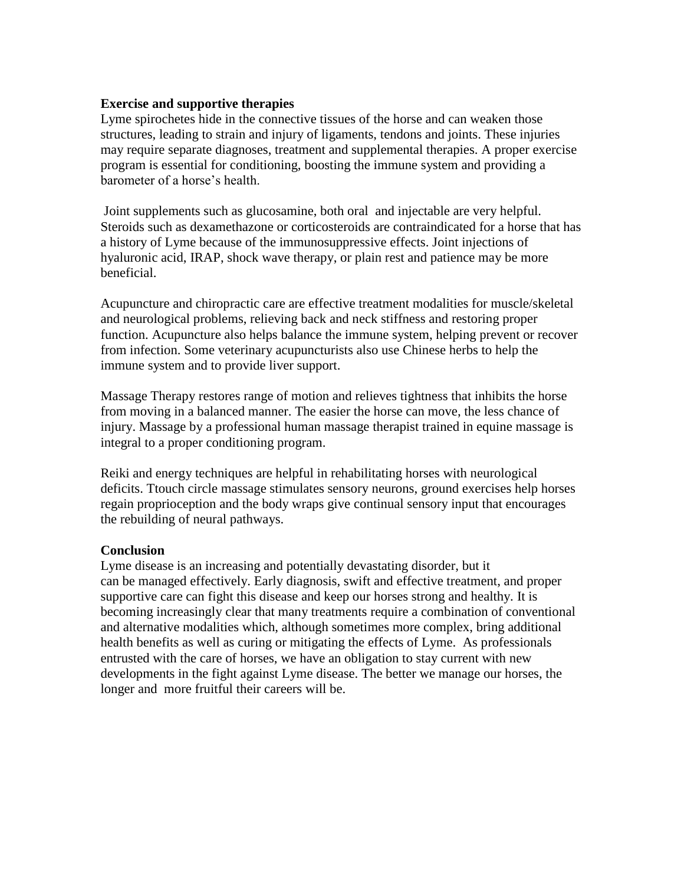**Exercise and supportive therapies**

Lyme spirochetes hide in the connective tissues of the horse and can weaken those structures, leading to strain and injury of ligaments, tendons and joints. These injuries may require separate diagnoses, treatment and supplemental therapies. A proper exercise program is essential for conditioning, boosting the immune system and providing a barometer of a horse's health.

Joint supplements such as glucosamine, both oral and injectable are very helpful. Steroids such as dexamethazone or corticosteroids are contraindicated for a horse that has a history of Lyme because of the immunosuppressive effects. Joint injections of hyaluronic acid, IRAP, shock wave therapy, or plain rest and patience may be more beneficial.

Acupuncture and chiropractic care are effective treatment modalities for muscle/skeletal and neurological problems, relieving back and neck stiffness and restoring proper function. Acupuncture also helps balance the immune system, helping prevent or recover from infection. Some veterinary acupuncturists also use Chinese herbs to help the immune system and to provide liver support.

Massage Therapy restores range of motion and relieves tightness that inhibits the horse from moving in a balanced manner. The easier the horse can move, the less chance of injury. Massage by a professional human massage therapist trained in equine massage is integral to a proper conditioning program.

Reiki and energy techniques are helpful in rehabilitating horses with neurological deficits. Ttouch circle massage stimulates sensory neurons, ground exercises help horses regain proprioception and the body wraps give continual sensory input that encourages the rebuilding of neural pathways.

**Conclusion**

Lyme disease is an increasing and potentially devastating disorder, but it can be managed effectively. Early diagnosis, swift and effective treatment, and proper supportive care can fight this disease and keep our horses strong and healthy. It is becoming increasingly clear that many treatments require a combination of conventional and alternative modalities which, although sometimes more complex, bring additional health benefits as well as curing or mitigating the effects of Lyme. As professionals entrusted with the care of horses, we have an obligation to stay current with new developments in the fight against Lyme disease. The better we manage our horses, the longer and more fruitful their careers will be.